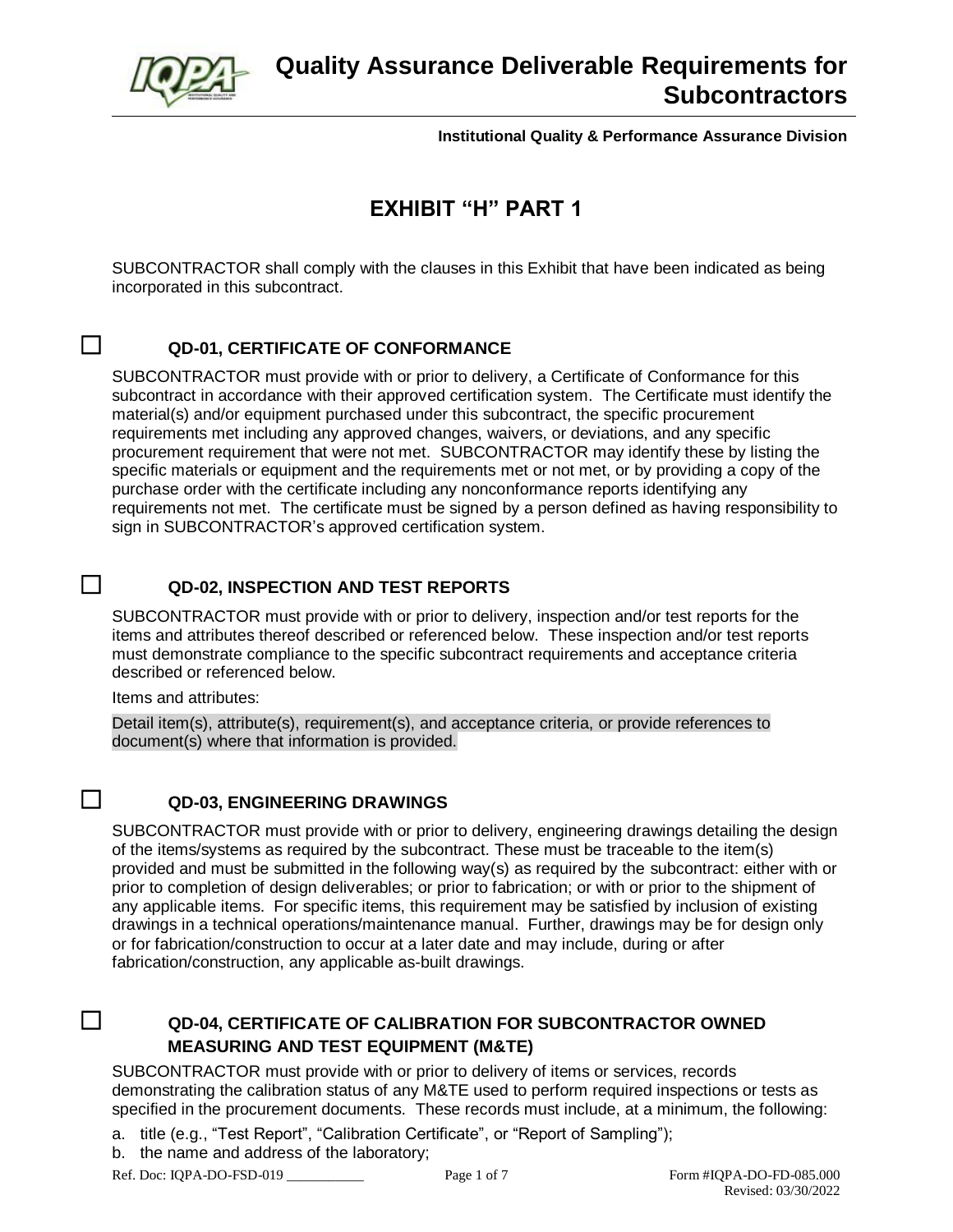# Quality Assurance Deliverable Requirements for Subcontractors

**Institutional Quality & Performance Assurance Division**

## EXHIBIT "H" PART 1

SUBCONTRACTOR shall comply with the clauses in this Exhibit that have been indicated as being incorporated in this subcontract.

### ☐ QD-01, CERTIFICATE OF CONFORMANCE

SUBCONTRACTOR must provide with or prior to delivery, a Certificate of Conformance for this subcontract in accordance with their approved certification system. The Certificate must identify the material(s) and/or equipment purchased under this subcontract, the specific procurement requirements met including any approved changes, waivers, or deviations, and any specific procurement requirement that were not met. SUBCONTRACTOR may identify these by listing the specific materials or equipment and the requirements met or not met, or by providing a copy of the purchase order with the certificate including any nonconformance reports identifying any requirements not met. The certificate must be signed by a person defined as having responsibility to sign in SUBCONTRACTOR's approved certification system.

### ☐ QD-02, INSPECTION AND TEST REPORTS

SUBCONTRACTOR must provide with or prior to delivery, inspection and/or test reports for the items and attributes thereof described or referenced below. These inspection and/or test reports must demonstrate compliance to the specific subcontract requirements and acceptance criteria described or referenced below.

Items and attributes:

Detail item(s), attribute(s), requirement(s), and acceptance criteria, or provide references to document(s) where that information is provided.

### ☐ QD-03, ENGINEERING DRAWINGS

SUBCONTRACTOR must provide with or prior to delivery, engineering drawings detailing the design of the items/systems as required by the subcontract. These must be traceable to the item(s) provided and must be submitted in the following way(s) as required by the subcontract: either with or prior to completion of design deliverables; or prior to fabrication; or with or prior to the shipment of any applicable items. For specific items, this requirement may be satisfied by inclusion of existing drawings in a technical operations/maintenance manual. Further, drawings may be for design only or for fabrication/construction to occur at a later date and may include, during or after fabrication/construction, any applicable as-built drawings.

### ☐ QD-04, CERTIFICATE OF CALIBRATION FOR SUBCONTRACTOR OWNED MEASURING AND TEST EQUIPMENT (M&TE)

SUBCONTRACTOR must provide with or prior to delivery of items or services, records demonstrating the calibration status of any M&TE used to perform required inspections or tests as specified in the procurement documents. These records must include, at a minimum, the following:

a. title (e.g., "Test Report", "Calibration Certificate", or "Report of Sampling");
b. the name and address of the laboratory;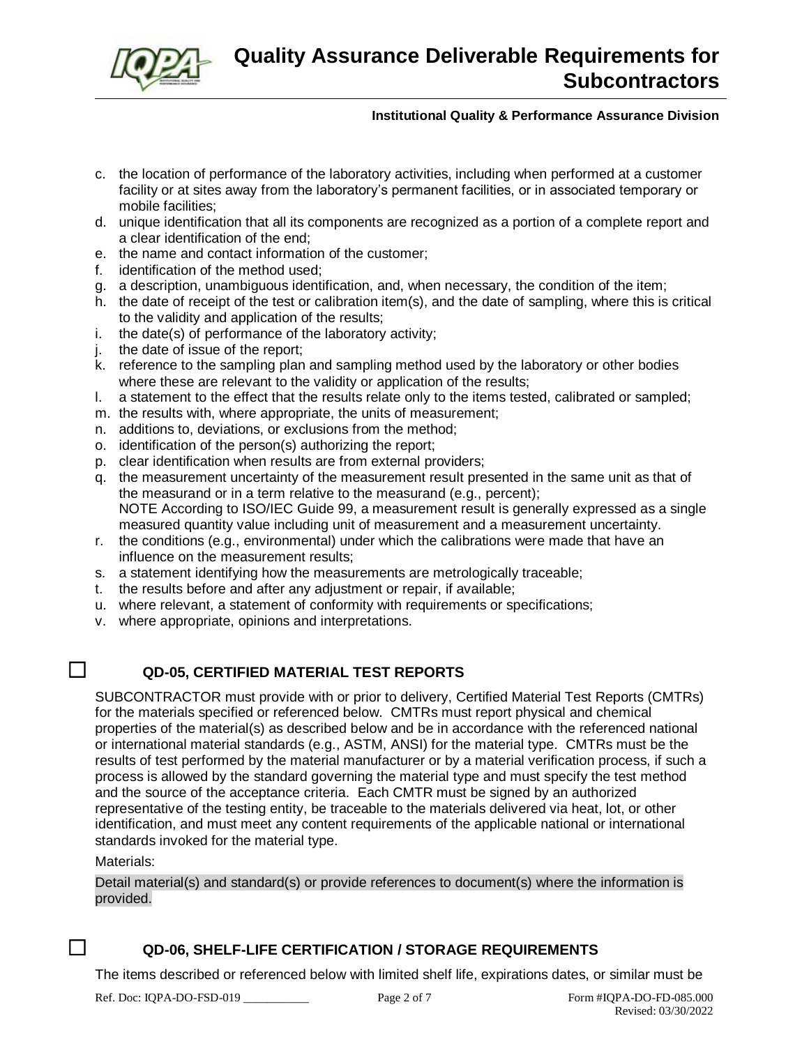c. the location of performance of the laboratory activities, including when performed at a customer facility or at sites away from the laboratory's permanent facilities, or in associated temporary or mobile facilities;
d. unique identification that all its components are recognized as a portion of a complete report and a clear identification of the end;
e. the name and contact information of the customer;
f. identification of the method used;
g. a description, unambiguous identification, and, when necessary, the condition of the item;
h. the date of receipt of the test or calibration item(s), and the date of sampling, where this is critical to the validity and application of the results;
i. the date(s) of performance of the laboratory activity;
j. the date of issue of the report;
k. reference to the sampling plan and sampling method used by the laboratory or other bodies where these are relevant to the validity or application of the results;
l. a statement to the effect that the results relate only to the items tested, calibrated or sampled;
m. the results with, where appropriate, the units of measurement;
n. additions to, deviations, or exclusions from the method;
o. identification of the person(s) authorizing the report;
p. clear identification when results are from external providers;
q. the measurement uncertainty of the measurement result presented in the same unit as that of the measurand or in a term relative to the measurand (e.g., percent);
   NOTE According to ISO/IEC Guide 99, a measurement result is generally expressed as a single measured quantity value including unit of measurement and a measurement uncertainty.
r. the conditions (e.g., environmental) under which the calibrations were made that have an influence on the measurement results;
s. a statement identifying how the measurements are metrologically traceable;
t. the results before and after any adjustment or repair, if available;
u. where relevant, a statement of conformity with requirements or specifications;
v. where appropriate, opinions and interpretations.

☐ **QD-05, CERTIFIED MATERIAL TEST REPORTS**

SUBCONTRACTOR must provide with or prior to delivery, Certified Material Test Reports (CMTRs) for the materials specified or referenced below. CMTRs must report physical and chemical properties of the material(s) as described below and be in accordance with the referenced national or international material standards (e.g., ASTM, ANSI) for the material type. CMTRs must be the results of test performed by the material manufacturer or by a material verification process, if such a process is allowed by the standard governing the material type and must specify the test method and the source of the acceptance criteria. Each CMTR must be signed by an authorized representative of the testing entity, be traceable to the materials delivered via heat, lot, or other identification, and must meet any content requirements of the applicable national or international standards invoked for the material type.

Materials:

Detail material(s) and standard(s) or provide references to document(s) where the information is provided.

☐ **QD-06, SHELF-LIFE CERTIFICATION / STORAGE REQUIREMENTS**

The items described or referenced below with limited shelf life, expirations dates, or similar must be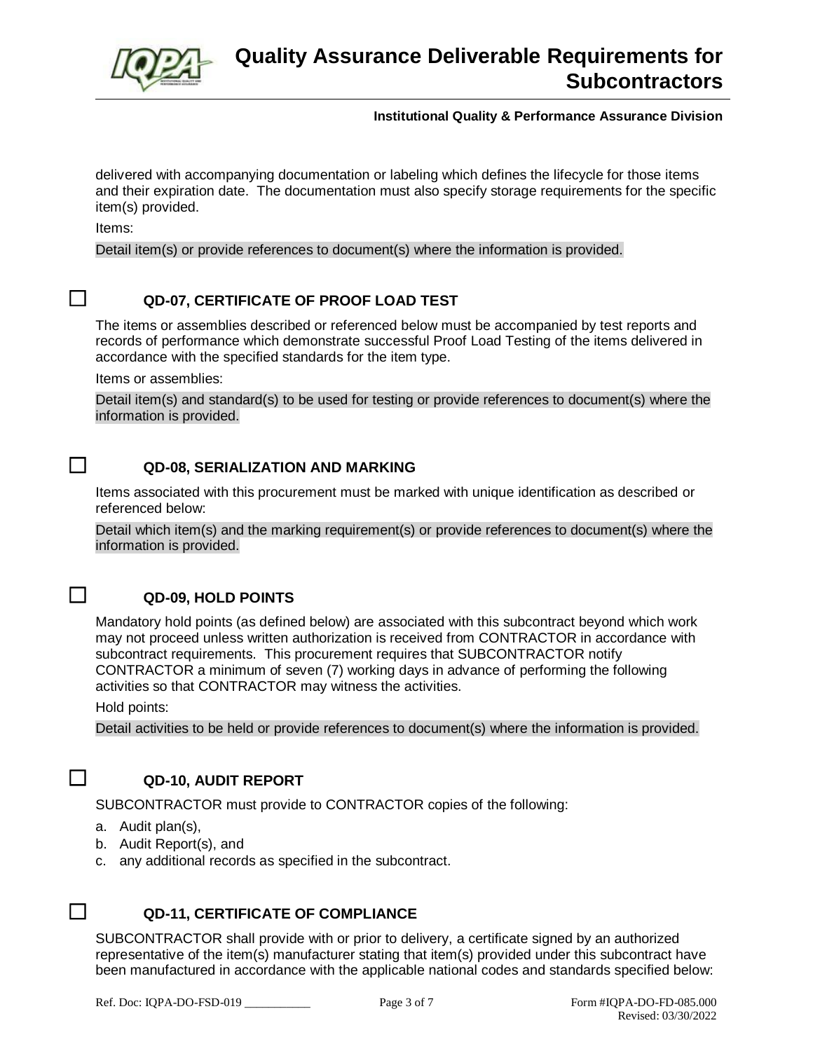delivered with accompanying documentation or labeling which defines the lifecycle for those items and their expiration date. The documentation must also specify storage requirements for the specific item(s) provided.

Items:

Detail item(s) or provide references to document(s) where the information is provided.

### ☐ QD-07, CERTIFICATE OF PROOF LOAD TEST

The items or assemblies described or referenced below must be accompanied by test reports and records of performance which demonstrate successful Proof Load Testing of the items delivered in accordance with the specified standards for the item type.

Items or assemblies:

Detail item(s) and standard(s) to be used for testing or provide references to document(s) where the information is provided.

### ☐ QD-08, SERIALIZATION AND MARKING

Items associated with this procurement must be marked with unique identification as described or referenced below:

Detail which item(s) and the marking requirement(s) or provide references to document(s) where the information is provided.

### ☐ QD-09, HOLD POINTS

Mandatory hold points (as defined below) are associated with this subcontract beyond which work may not proceed unless written authorization is received from CONTRACTOR in accordance with subcontract requirements. This procurement requires that SUBCONTRACTOR notify CONTRACTOR a minimum of seven (7) working days in advance of performing the following activities so that CONTRACTOR may witness the activities.

Hold points:

Detail activities to be held or provide references to document(s) where the information is provided.

### ☐ QD-10, AUDIT REPORT

SUBCONTRACTOR must provide to CONTRACTOR copies of the following:

a. Audit plan(s),
b. Audit Report(s), and
c. any additional records as specified in the subcontract.

### ☐ QD-11, CERTIFICATE OF COMPLIANCE

SUBCONTRACTOR shall provide with or prior to delivery, a certificate signed by an authorized representative of the item(s) manufacturer stating that item(s) provided under this subcontract have been manufactured in accordance with the applicable national codes and standards specified below: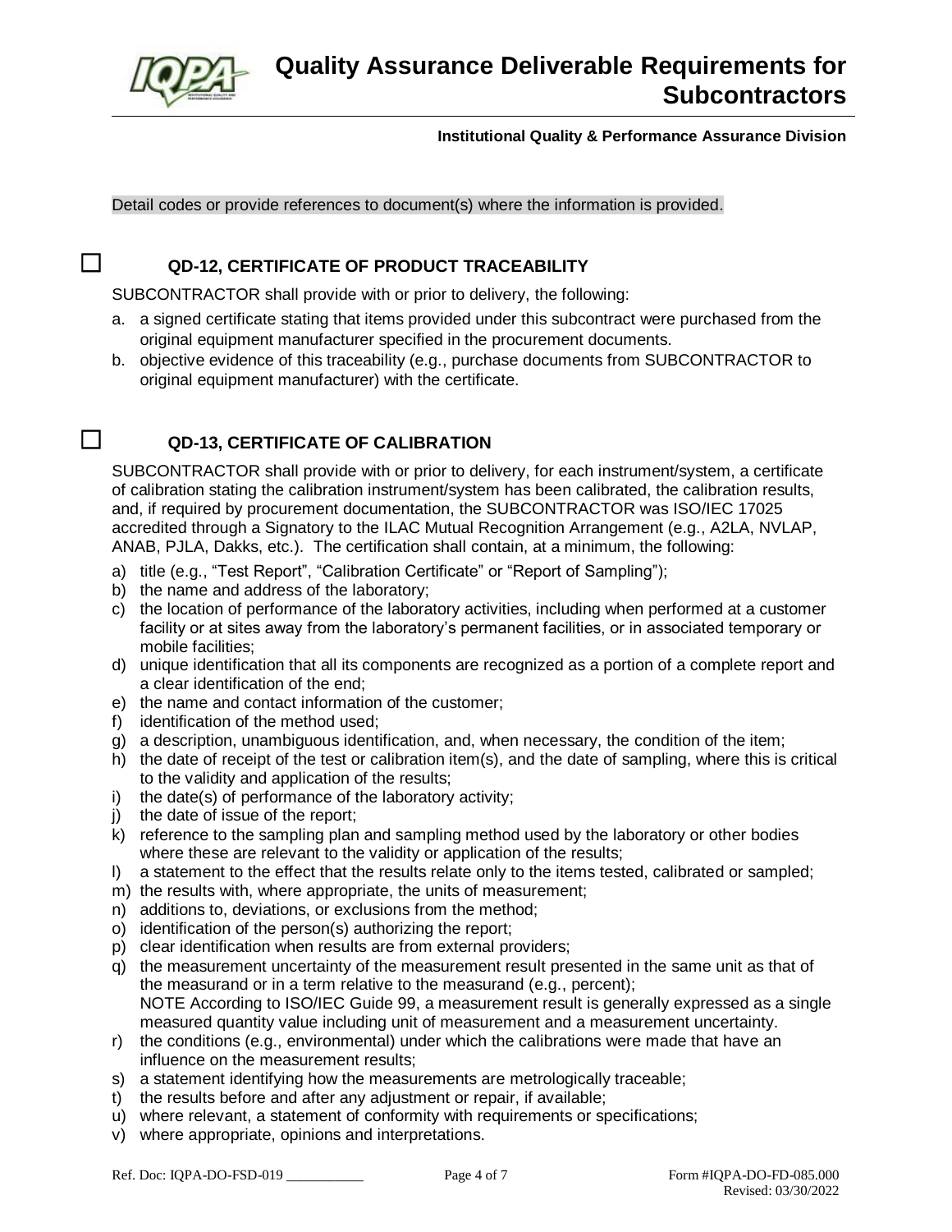Detail codes or provide references to document(s) where the information is provided.

### ☐ QD-12, CERTIFICATE OF PRODUCT TRACEABILITY

SUBCONTRACTOR shall provide with or prior to delivery, the following:

a. a signed certificate stating that items provided under this subcontract were purchased from the original equipment manufacturer specified in the procurement documents.
b. objective evidence of this traceability (e.g., purchase documents from SUBCONTRACTOR to original equipment manufacturer) with the certificate.

### ☐ QD-13, CERTIFICATE OF CALIBRATION

SUBCONTRACTOR shall provide with or prior to delivery, for each instrument/system, a certificate of calibration stating the calibration instrument/system has been calibrated, the calibration results, and, if required by procurement documentation, the SUBCONTRACTOR was ISO/IEC 17025 accredited through a Signatory to the ILAC Mutual Recognition Arrangement (e.g., A2LA, NVLAP, ANAB, PJLA, Dakks, etc.). The certification shall contain, at a minimum, the following:

a) title (e.g., "Test Report", "Calibration Certificate" or "Report of Sampling");
b) the name and address of the laboratory;
c) the location of performance of the laboratory activities, including when performed at a customer facility or at sites away from the laboratory's permanent facilities, or in associated temporary or mobile facilities;
d) unique identification that all its components are recognized as a portion of a complete report and a clear identification of the end;
e) the name and contact information of the customer;
f) identification of the method used;
g) a description, unambiguous identification, and, when necessary, the condition of the item;
h) the date of receipt of the test or calibration item(s), and the date of sampling, where this is critical to the validity and application of the results;
i) the date(s) of performance of the laboratory activity;
j) the date of issue of the report;
k) reference to the sampling plan and sampling method used by the laboratory or other bodies where these are relevant to the validity or application of the results;
l) a statement to the effect that the results relate only to the items tested, calibrated or sampled;
m) the results with, where appropriate, the units of measurement;
n) additions to, deviations, or exclusions from the method;
o) identification of the person(s) authorizing the report;
p) clear identification when results are from external providers;
q) the measurement uncertainty of the measurement result presented in the same unit as that of the measurand or in a term relative to the measurand (e.g., percent);
   NOTE According to ISO/IEC Guide 99, a measurement result is generally expressed as a single measured quantity value including unit of measurement and a measurement uncertainty.
r) the conditions (e.g., environmental) under which the calibrations were made that have an influence on the measurement results;
s) a statement identifying how the measurements are metrologically traceable;
t) the results before and after any adjustment or repair, if available;
u) where relevant, a statement of conformity with requirements or specifications;
v) where appropriate, opinions and interpretations.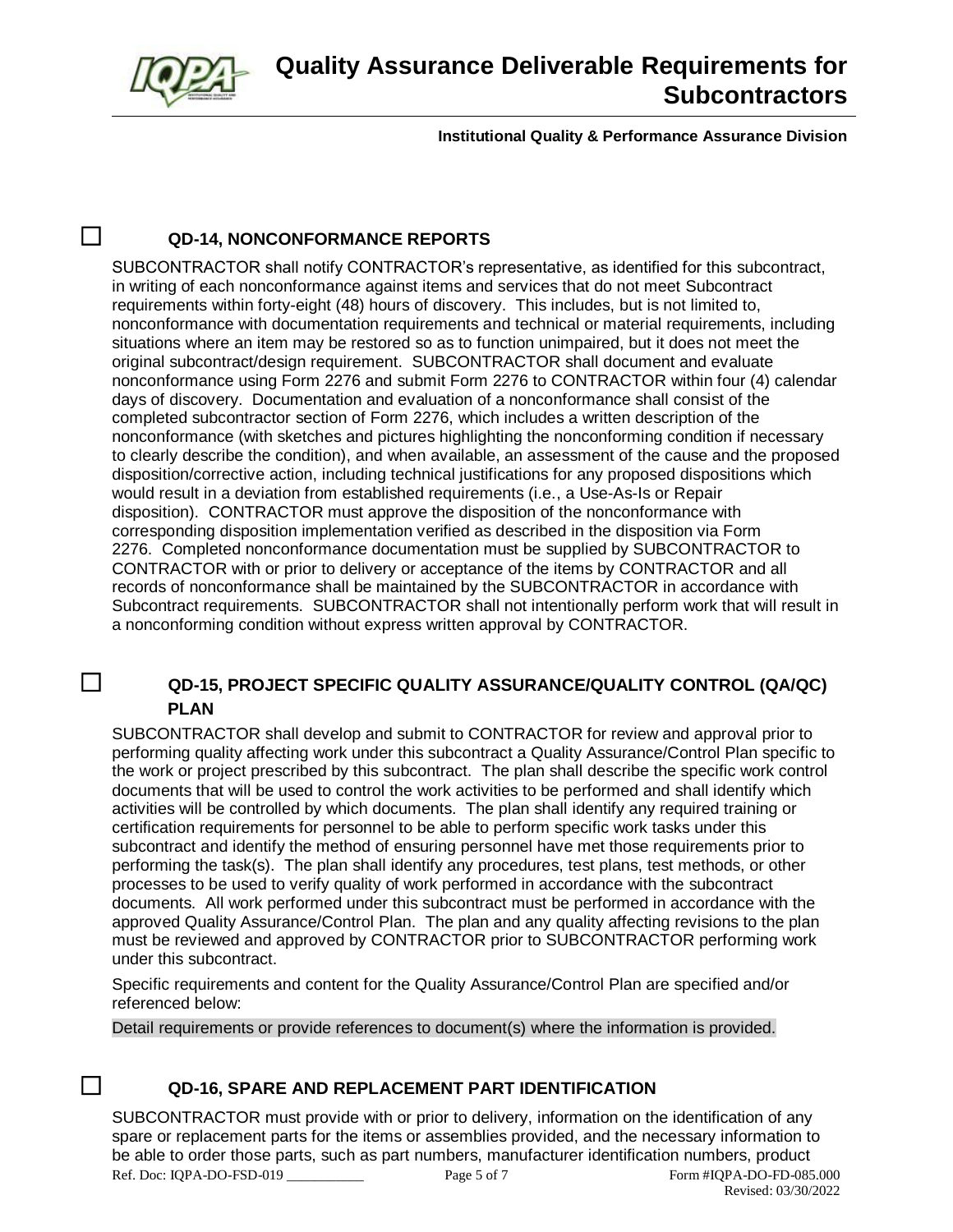☐ **QD-14, NONCONFORMANCE REPORTS**

SUBCONTRACTOR shall notify CONTRACTOR's representative, as identified for this subcontract, in writing of each nonconformance against items and services that do not meet Subcontract requirements within forty-eight (48) hours of discovery. This includes, but is not limited to, nonconformance with documentation requirements and technical or material requirements, including situations where an item may be restored so as to function unimpaired, but it does not meet the original subcontract/design requirement. SUBCONTRACTOR shall document and evaluate nonconformance using Form 2276 and submit Form 2276 to CONTRACTOR within four (4) calendar days of discovery. Documentation and evaluation of a nonconformance shall consist of the completed subcontractor section of Form 2276, which includes a written description of the nonconformance (with sketches and pictures highlighting the nonconforming condition if necessary to clearly describe the condition), and when available, an assessment of the cause and the proposed disposition/corrective action, including technical justifications for any proposed dispositions which would result in a deviation from established requirements (i.e., a Use-As-Is or Repair disposition). CONTRACTOR must approve the disposition of the nonconformance with corresponding disposition implementation verified as described in the disposition via Form 2276. Completed nonconformance documentation must be supplied by SUBCONTRACTOR to CONTRACTOR with or prior to delivery or acceptance of the items by CONTRACTOR and all records of nonconformance shall be maintained by the SUBCONTRACTOR in accordance with Subcontract requirements. SUBCONTRACTOR shall not intentionally perform work that will result in a nonconforming condition without express written approval by CONTRACTOR.

☐ **QD-15, PROJECT SPECIFIC QUALITY ASSURANCE/QUALITY CONTROL (QA/QC) PLAN**

SUBCONTRACTOR shall develop and submit to CONTRACTOR for review and approval prior to performing quality affecting work under this subcontract a Quality Assurance/Control Plan specific to the work or project prescribed by this subcontract. The plan shall describe the specific work control documents that will be used to control the work activities to be performed and shall identify which activities will be controlled by which documents. The plan shall identify any required training or certification requirements for personnel to be able to perform specific work tasks under this subcontract and identify the method of ensuring personnel have met those requirements prior to performing the task(s). The plan shall identify any procedures, test plans, test methods, or other processes to be used to verify quality of work performed in accordance with the subcontract documents. All work performed under this subcontract must be performed in accordance with the approved Quality Assurance/Control Plan. The plan and any quality affecting revisions to the plan must be reviewed and approved by CONTRACTOR prior to SUBCONTRACTOR performing work under this subcontract.

Specific requirements and content for the Quality Assurance/Control Plan are specified and/or referenced below:

Detail requirements or provide references to document(s) where the information is provided.

☐ **QD-16, SPARE AND REPLACEMENT PART IDENTIFICATION**

SUBCONTRACTOR must provide with or prior to delivery, information on the identification of any spare or replacement parts for the items or assemblies provided, and the necessary information to be able to order those parts, such as part numbers, manufacturer identification numbers, product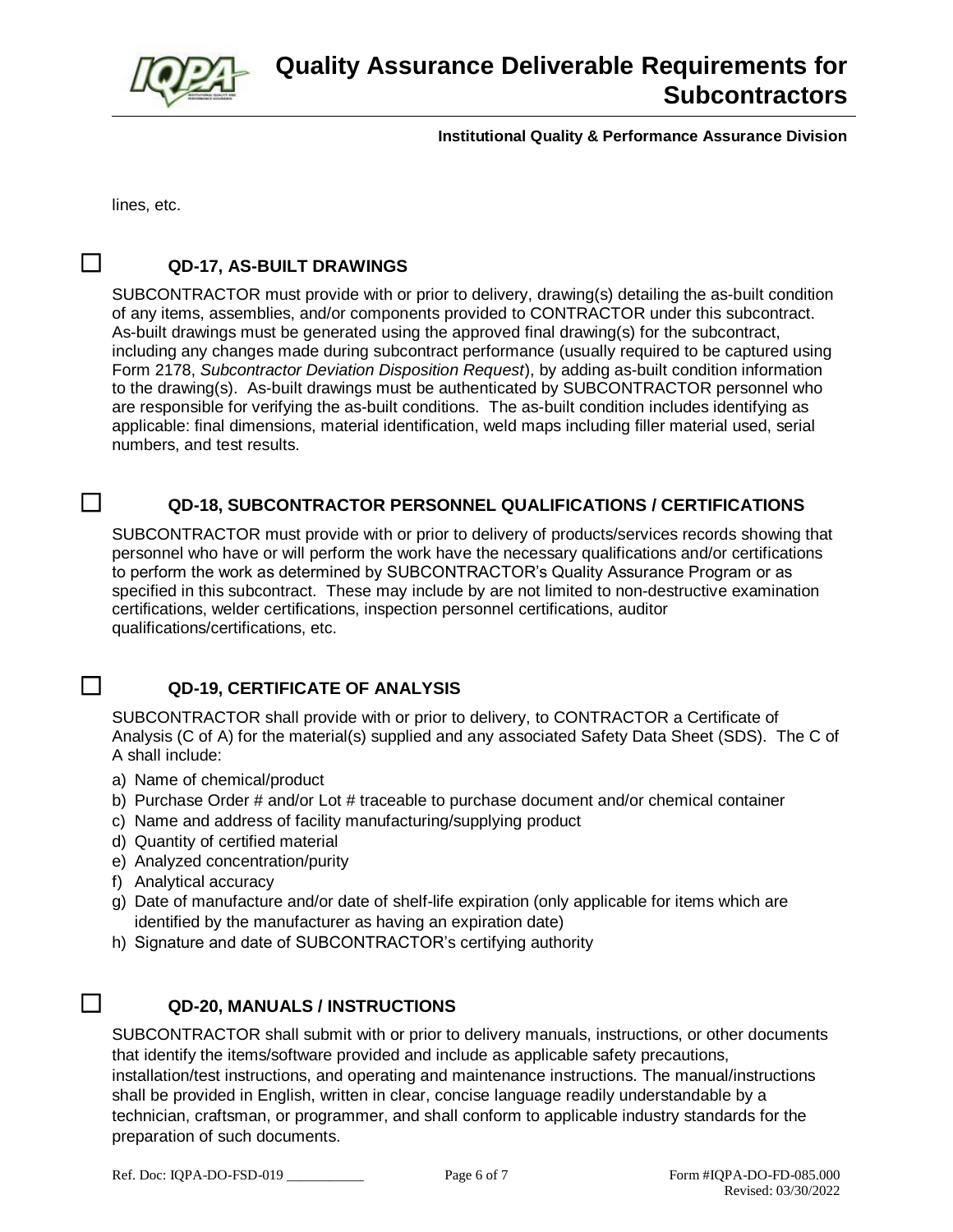lines, etc.

☐ **QD-17, AS-BUILT DRAWINGS**

SUBCONTRACTOR must provide with or prior to delivery, drawing(s) detailing the as-built condition of any items, assemblies, and/or components provided to CONTRACTOR under this subcontract. As-built drawings must be generated using the approved final drawing(s) for the subcontract, including any changes made during subcontract performance (usually required to be captured using Form 2178, *Subcontractor Deviation Disposition Request*), by adding as-built condition information to the drawing(s). As-built drawings must be authenticated by SUBCONTRACTOR personnel who are responsible for verifying the as-built conditions. The as-built condition includes identifying as applicable: final dimensions, material identification, weld maps including filler material used, serial numbers, and test results.

☐ **QD-18, SUBCONTRACTOR PERSONNEL QUALIFICATIONS / CERTIFICATIONS**

SUBCONTRACTOR must provide with or prior to delivery of products/services records showing that personnel who have or will perform the work have the necessary qualifications and/or certifications to perform the work as determined by SUBCONTRACTOR's Quality Assurance Program or as specified in this subcontract. These may include by are not limited to non-destructive examination certifications, welder certifications, inspection personnel certifications, auditor qualifications/certifications, etc.

☐ **QD-19, CERTIFICATE OF ANALYSIS**

SUBCONTRACTOR shall provide with or prior to delivery, to CONTRACTOR a Certificate of Analysis (C of A) for the material(s) supplied and any associated Safety Data Sheet (SDS). The C of A shall include:

a) Name of chemical/product
b) Purchase Order # and/or Lot # traceable to purchase document and/or chemical container
c) Name and address of facility manufacturing/supplying product
d) Quantity of certified material
e) Analyzed concentration/purity
f) Analytical accuracy
g) Date of manufacture and/or date of shelf-life expiration (only applicable for items which are identified by the manufacturer as having an expiration date)
h) Signature and date of SUBCONTRACTOR's certifying authority

☐ **QD-20, MANUALS / INSTRUCTIONS**

SUBCONTRACTOR shall submit with or prior to delivery manuals, instructions, or other documents that identify the items/software provided and include as applicable safety precautions, installation/test instructions, and operating and maintenance instructions. The manual/instructions shall be provided in English, written in clear, concise language readily understandable by a technician, craftsman, or programmer, and shall conform to applicable industry standards for the preparation of such documents.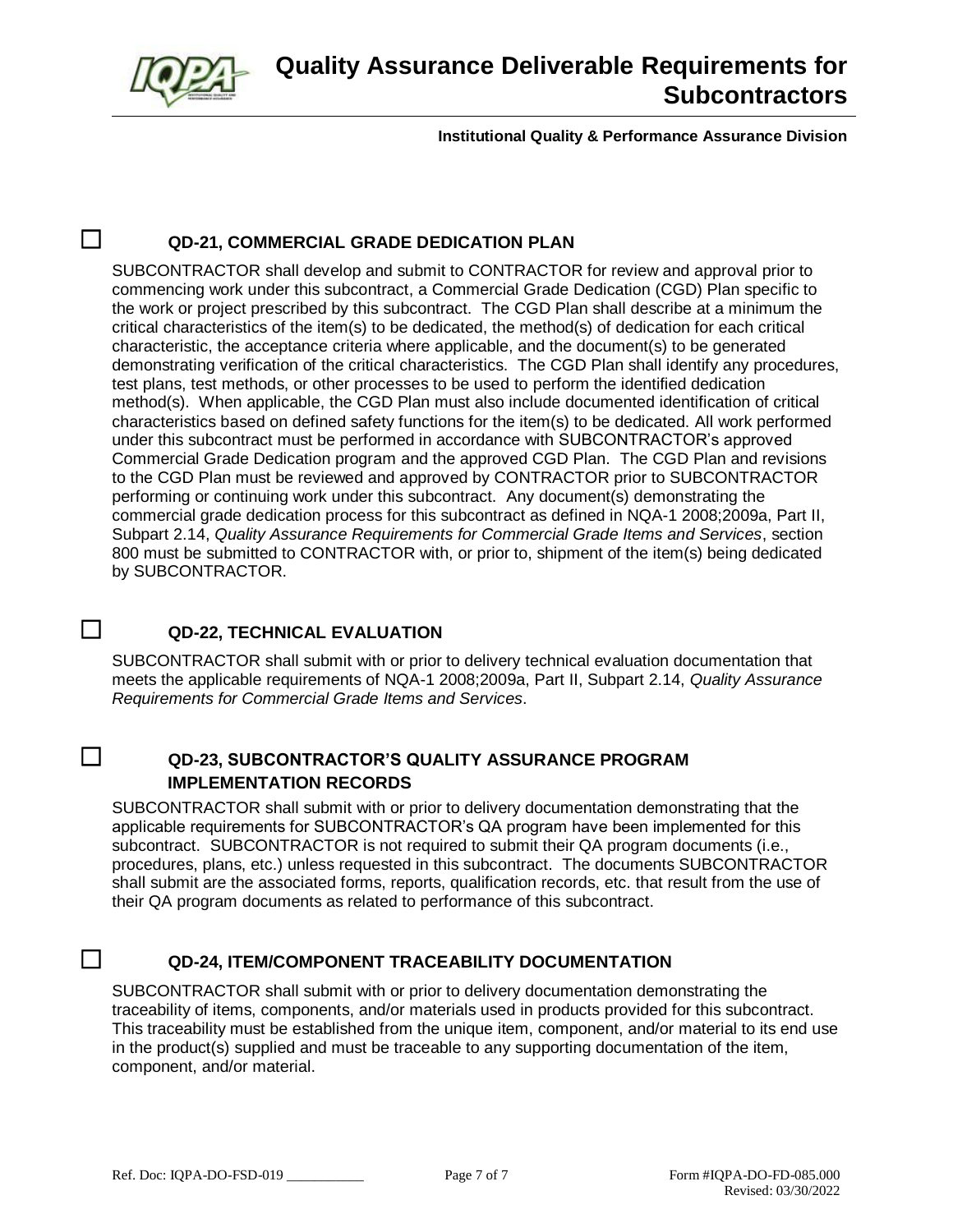☐ **QD-21, COMMERCIAL GRADE DEDICATION PLAN**

SUBCONTRACTOR shall develop and submit to CONTRACTOR for review and approval prior to commencing work under this subcontract, a Commercial Grade Dedication (CGD) Plan specific to the work or project prescribed by this subcontract. The CGD Plan shall describe at a minimum the critical characteristics of the item(s) to be dedicated, the method(s) of dedication for each critical characteristic, the acceptance criteria where applicable, and the document(s) to be generated demonstrating verification of the critical characteristics. The CGD Plan shall identify any procedures, test plans, test methods, or other processes to be used to perform the identified dedication method(s). When applicable, the CGD Plan must also include documented identification of critical characteristics based on defined safety functions for the item(s) to be dedicated. All work performed under this subcontract must be performed in accordance with SUBCONTRACTOR's approved Commercial Grade Dedication program and the approved CGD Plan. The CGD Plan and revisions to the CGD Plan must be reviewed and approved by CONTRACTOR prior to SUBCONTRACTOR performing or continuing work under this subcontract. Any document(s) demonstrating the commercial grade dedication process for this subcontract as defined in NQA-1 2008;2009a, Part II, Subpart 2.14, *Quality Assurance Requirements for Commercial Grade Items and Services*, section 800 must be submitted to CONTRACTOR with, or prior to, shipment of the item(s) being dedicated by SUBCONTRACTOR.

☐ **QD-22, TECHNICAL EVALUATION**

SUBCONTRACTOR shall submit with or prior to delivery technical evaluation documentation that meets the applicable requirements of NQA-1 2008;2009a, Part II, Subpart 2.14, *Quality Assurance Requirements for Commercial Grade Items and Services*.

☐ **QD-23, SUBCONTRACTOR'S QUALITY ASSURANCE PROGRAM IMPLEMENTATION RECORDS**

SUBCONTRACTOR shall submit with or prior to delivery documentation demonstrating that the applicable requirements for SUBCONTRACTOR's QA program have been implemented for this subcontract. SUBCONTRACTOR is not required to submit their QA program documents (i.e., procedures, plans, etc.) unless requested in this subcontract. The documents SUBCONTRACTOR shall submit are the associated forms, reports, qualification records, etc. that result from the use of their QA program documents as related to performance of this subcontract.

☐ **QD-24, ITEM/COMPONENT TRACEABILITY DOCUMENTATION**

SUBCONTRACTOR shall submit with or prior to delivery documentation demonstrating the traceability of items, components, and/or materials used in products provided for this subcontract. This traceability must be established from the unique item, component, and/or material to its end use in the product(s) supplied and must be traceable to any supporting documentation of the item, component, and/or material.